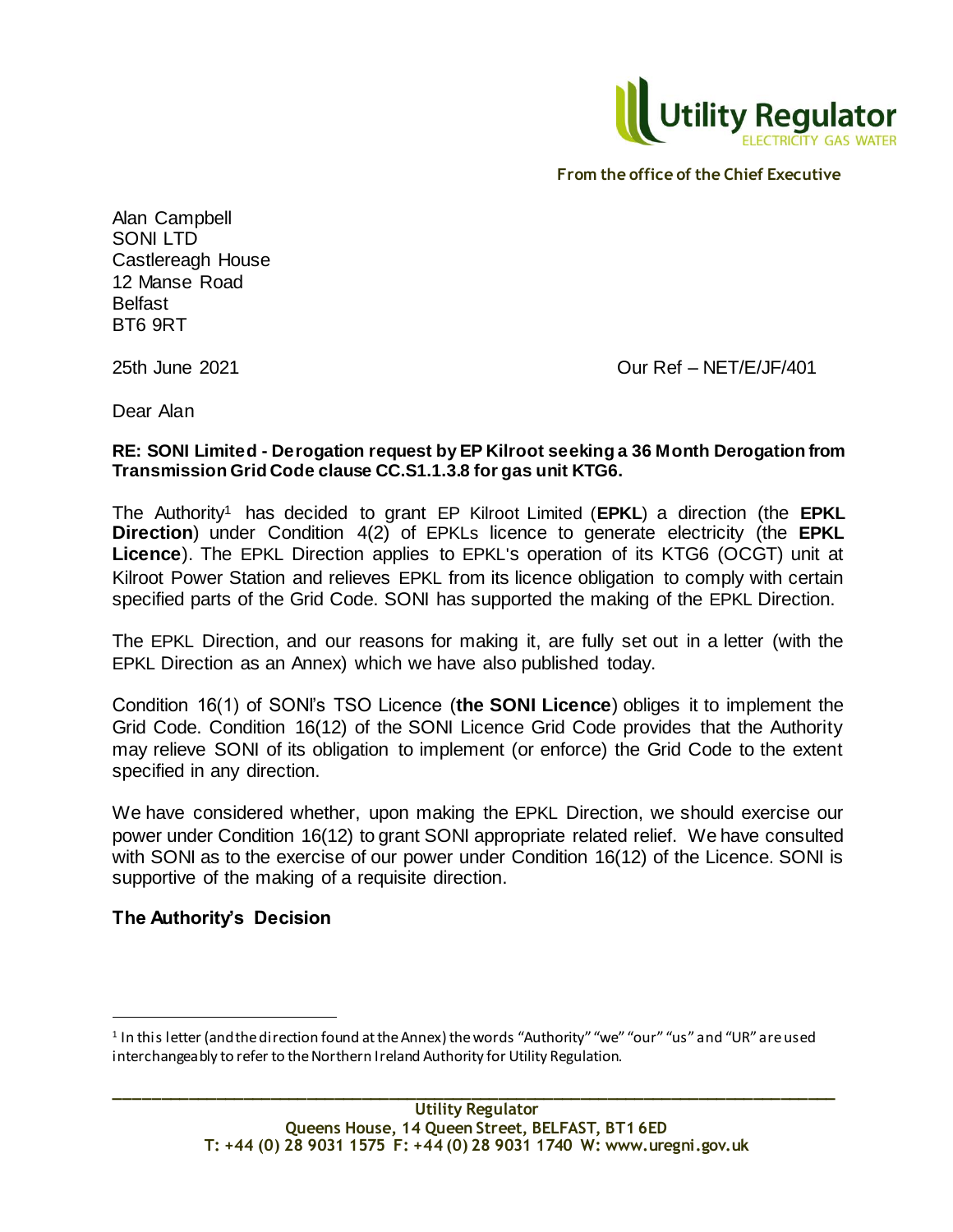**From the office of the Chief Executive**

Alan Campbell
SONI LTD
Castlereagh House
12 Manse Road
Belfast
BT6 9RT

25th June 2021

Our Ref – NET/E/JF/401

Dear Alan

**RE: SONI Limited - Derogation request by EP Kilroot seeking a 36 Month Derogation from Transmission Grid Code clause CC.S1.1.3.8 for gas unit KTG6.**

The Authority[1] has decided to grant EP Kilroot Limited (**EPKL**) a direction (the **EPKL Direction**) under Condition 4(2) of EPKLs licence to generate electricity (the **EPKL Licence**). The EPKL Direction applies to EPKL's operation of its KTG6 (OCGT) unit at Kilroot Power Station and relieves EPKL from its licence obligation to comply with certain specified parts of the Grid Code. SONI has supported the making of the EPKL Direction.

The EPKL Direction, and our reasons for making it, are fully set out in a letter (with the EPKL Direction as an Annex) which we have also published today.

Condition 16(1) of SONI's TSO Licence (**the SONI Licence**) obliges it to implement the Grid Code. Condition 16(12) of the SONI Licence Grid Code provides that the Authority may relieve SONI of its obligation to implement (or enforce) the Grid Code to the extent specified in any direction.

We have considered whether, upon making the EPKL Direction, we should exercise our power under Condition 16(12) to grant SONI appropriate related relief. We have consulted with SONI as to the exercise of our power under Condition 16(12) of the Licence. SONI is supportive of the making of a requisite direction.

**The Authority's Decision**

[1] In this letter (and the direction found at the Annex) the words "Authority" "we" "our" "us" and "UR" are used interchangeably to refer to the Northern Ireland Authority for Utility Regulation.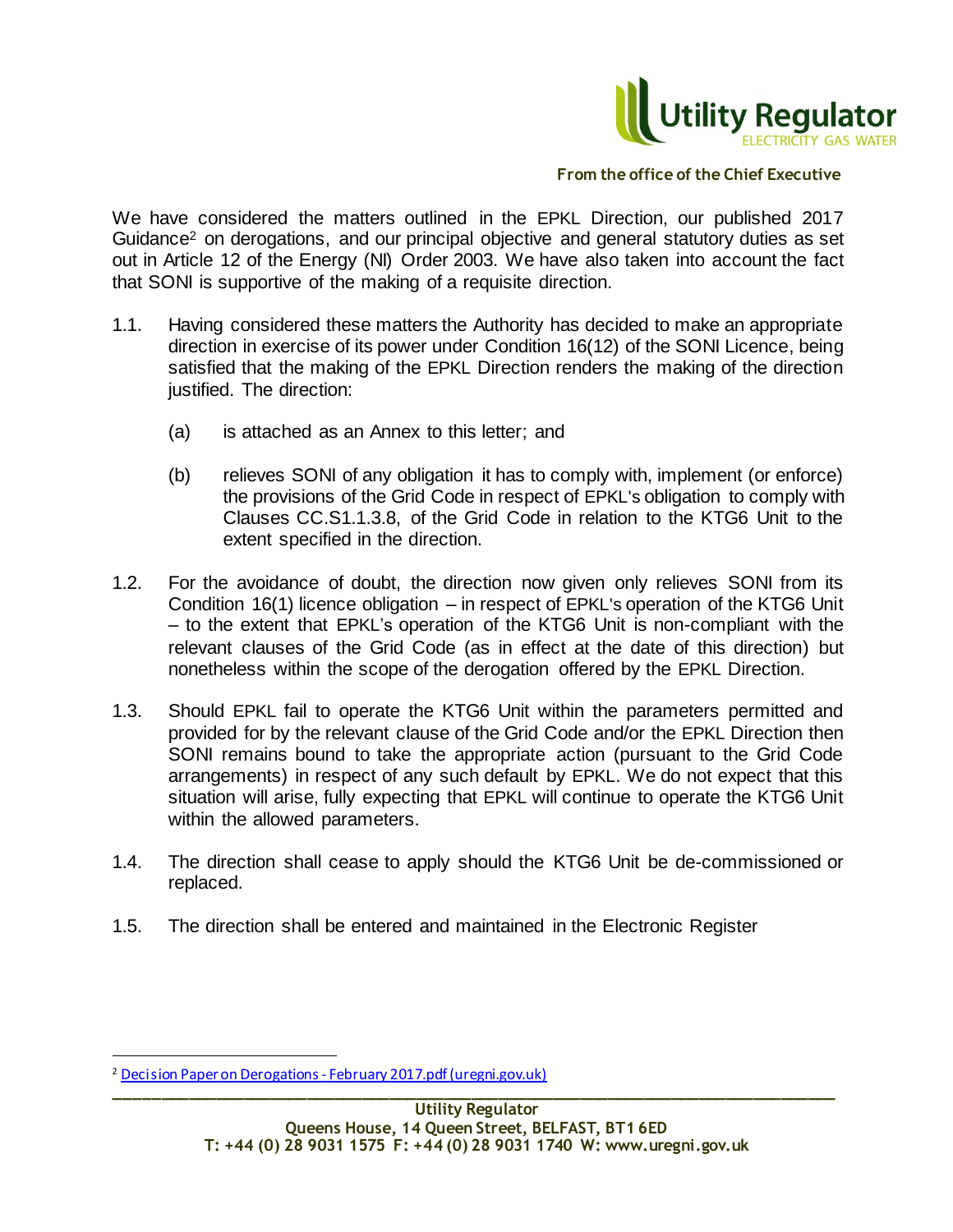We have considered the matters outlined in the EPKL Direction, our published 2017 Guidance[2] on derogations, and our principal objective and general statutory duties as set out in Article 12 of the Energy (NI) Order 2003. We have also taken into account the fact that SONI is supportive of the making of a requisite direction.

1.1. Having considered these matters the Authority has decided to make an appropriate direction in exercise of its power under Condition 16(12) of the SONI Licence, being satisfied that the making of the EPKL Direction renders the making of the direction justified. The direction:

   (a) is attached as an Annex to this letter; and

   (b) relieves SONI of any obligation it has to comply with, implement (or enforce) the provisions of the Grid Code in respect of EPKL's obligation to comply with Clauses CC.S1.1.3.8, of the Grid Code in relation to the KTG6 Unit to the extent specified in the direction.

1.2. For the avoidance of doubt, the direction now given only relieves SONI from its Condition 16(1) licence obligation – in respect of EPKL's operation of the KTG6 Unit – to the extent that EPKL's operation of the KTG6 Unit is non-compliant with the relevant clauses of the Grid Code (as in effect at the date of this direction) but nonetheless within the scope of the derogation offered by the EPKL Direction.

1.3. Should EPKL fail to operate the KTG6 Unit within the parameters permitted and provided for by the relevant clause of the Grid Code and/or the EPKL Direction then SONI remains bound to take the appropriate action (pursuant to the Grid Code arrangements) in respect of any such default by EPKL. We do not expect that this situation will arise, fully expecting that EPKL will continue to operate the KTG6 Unit within the allowed parameters.

1.4. The direction shall cease to apply should the KTG6 Unit be de-commissioned or replaced.

1.5. The direction shall be entered and maintained in the Electronic Register

[2] Decision Paper on Derogations - February 2017.pdf (uregni.gov.uk)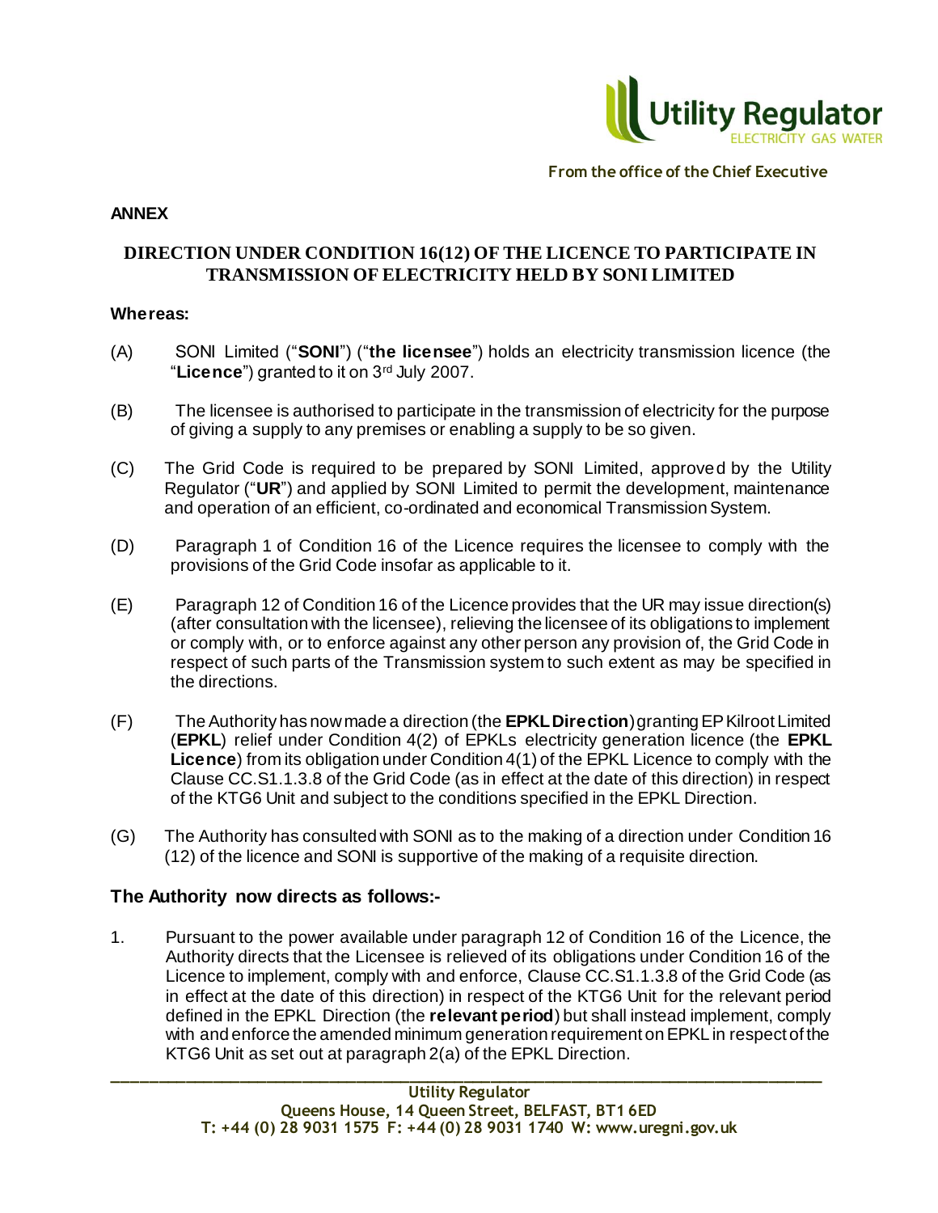From the office of the Chief Executive

**ANNEX**

## DIRECTION UNDER CONDITION 16(12) OF THE LICENCE TO PARTICIPATE IN TRANSMISSION OF ELECTRICITY HELD BY SONI LIMITED

**Whereas:**

(A) SONI Limited ("**SONI**") ("**the licensee**") holds an electricity transmission licence (the "**Licence**") granted to it on 3rd July 2007.

(B) The licensee is authorised to participate in the transmission of electricity for the purpose of giving a supply to any premises or enabling a supply to be so given.

(C) The Grid Code is required to be prepared by SONI Limited, approved by the Utility Regulator ("**UR**") and applied by SONI Limited to permit the development, maintenance and operation of an efficient, co-ordinated and economical Transmission System.

(D) Paragraph 1 of Condition 16 of the Licence requires the licensee to comply with the provisions of the Grid Code insofar as applicable to it.

(E) Paragraph 12 of Condition 16 of the Licence provides that the UR may issue direction(s) (after consultation with the licensee), relieving the licensee of its obligations to implement or comply with, or to enforce against any other person any provision of, the Grid Code in respect of such parts of the Transmission system to such extent as may be specified in the directions.

(F) The Authority has now made a direction (the **EPKL Direction**) granting EP Kilroot Limited (**EPKL**) relief under Condition 4(2) of EPKLs electricity generation licence (the **EPKL Licence**) from its obligation under Condition 4(1) of the EPKL Licence to comply with the Clause CC.S1.1.3.8 of the Grid Code (as in effect at the date of this direction) in respect of the KTG6 Unit and subject to the conditions specified in the EPKL Direction.

(G) The Authority has consulted with SONI as to the making of a direction under Condition 16 (12) of the licence and SONI is supportive of the making of a requisite direction.

### The Authority now directs as follows:-

1. Pursuant to the power available under paragraph 12 of Condition 16 of the Licence, the Authority directs that the Licensee is relieved of its obligations under Condition 16 of the Licence to implement, comply with and enforce, Clause CC.S1.1.3.8 of the Grid Code (as in effect at the date of this direction) in respect of the KTG6 Unit for the relevant period defined in the EPKL Direction (the **relevant period**) but shall instead implement, comply with and enforce the amended minimum generation requirement on EPKL in respect of the KTG6 Unit as set out at paragraph 2(a) of the EPKL Direction.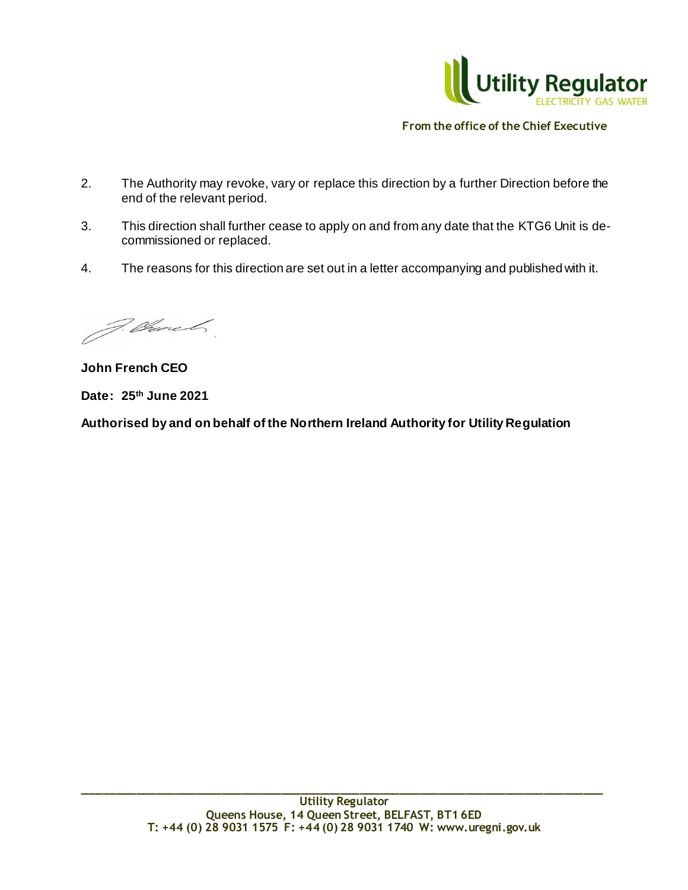From the office of the Chief Executive

2. The Authority may revoke, vary or replace this direction by a further Direction before the end of the relevant period.

3. This direction shall further cease to apply on and from any date that the KTG6 Unit is de-commissioned or replaced.

4. The reasons for this direction are set out in a letter accompanying and published with it.

**John French CEO**

**Date: 25th June 2021**

**Authorised by and on behalf of the Northern Ireland Authority for Utility Regulation**